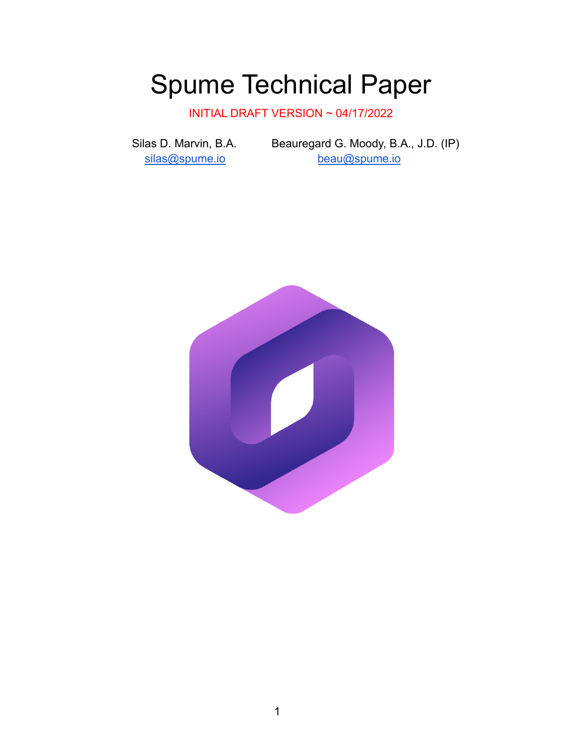# Spume Technical Paper

INITIAL DRAFT VERSION ~ 04/17/2022

Silas D. Marvin, B.A.
silas@spume.io

Beauregard G. Moody, B.A., J.D. (IP)
beau@spume.io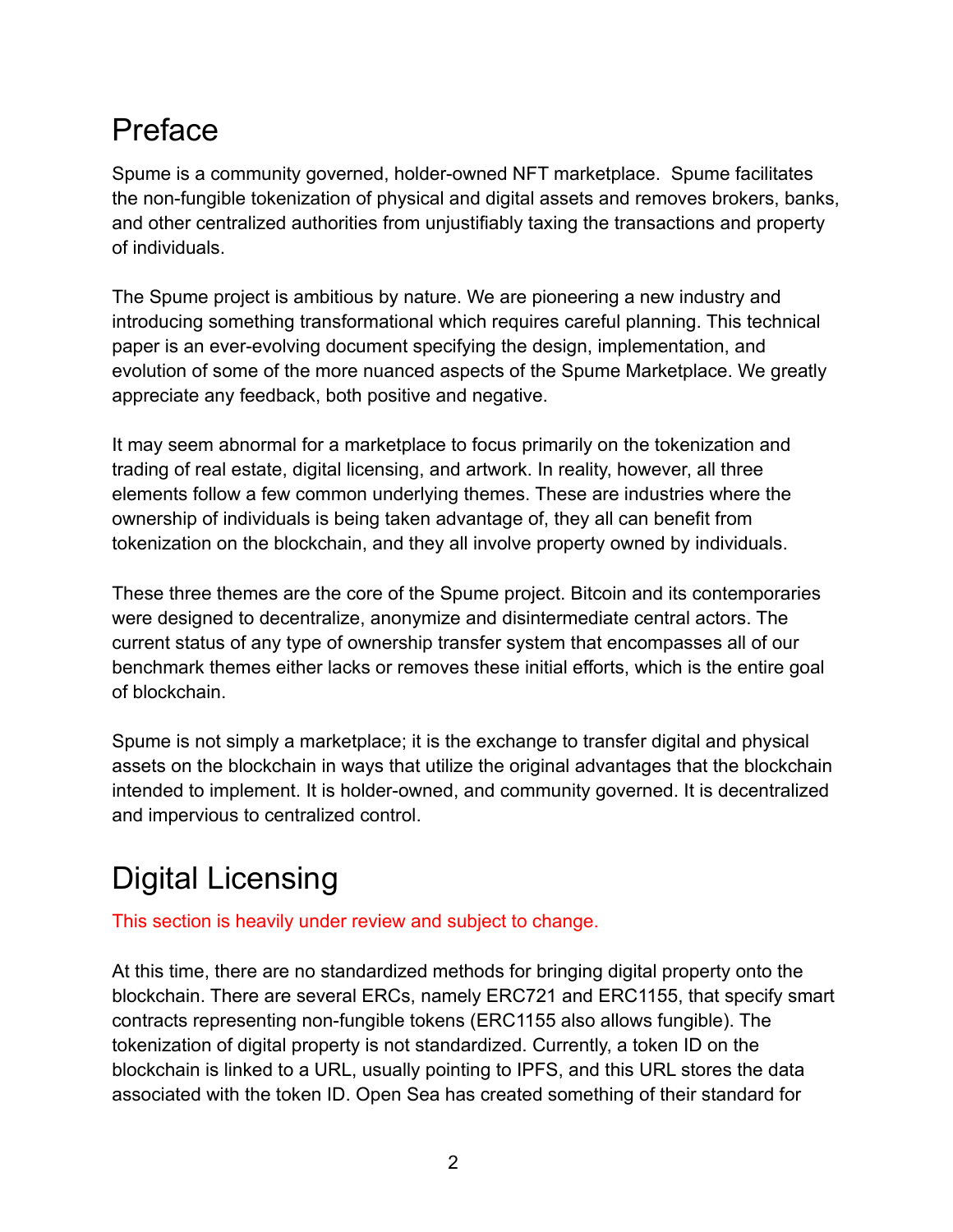# Preface

Spume is a community governed, holder-owned NFT marketplace. Spume facilitates the non-fungible tokenization of physical and digital assets and removes brokers, banks, and other centralized authorities from unjustifiably taxing the transactions and property of individuals.

The Spume project is ambitious by nature. We are pioneering a new industry and introducing something transformational which requires careful planning. This technical paper is an ever-evolving document specifying the design, implementation, and evolution of some of the more nuanced aspects of the Spume Marketplace. We greatly appreciate any feedback, both positive and negative.

It may seem abnormal for a marketplace to focus primarily on the tokenization and trading of real estate, digital licensing, and artwork. In reality, however, all three elements follow a few common underlying themes. These are industries where the ownership of individuals is being taken advantage of, they all can benefit from tokenization on the blockchain, and they all involve property owned by individuals.

These three themes are the core of the Spume project. Bitcoin and its contemporaries were designed to decentralize, anonymize and disintermediate central actors. The current status of any type of ownership transfer system that encompasses all of our benchmark themes either lacks or removes these initial efforts, which is the entire goal of blockchain.

Spume is not simply a marketplace; it is the exchange to transfer digital and physical assets on the blockchain in ways that utilize the original advantages that the blockchain intended to implement. It is holder-owned, and community governed. It is decentralized and impervious to centralized control.

# Digital Licensing

This section is heavily under review and subject to change.

At this time, there are no standardized methods for bringing digital property onto the blockchain. There are several ERCs, namely ERC721 and ERC1155, that specify smart contracts representing non-fungible tokens (ERC1155 also allows fungible). The tokenization of digital property is not standardized. Currently, a token ID on the blockchain is linked to a URL, usually pointing to IPFS, and this URL stores the data associated with the token ID. Open Sea has created something of their standard for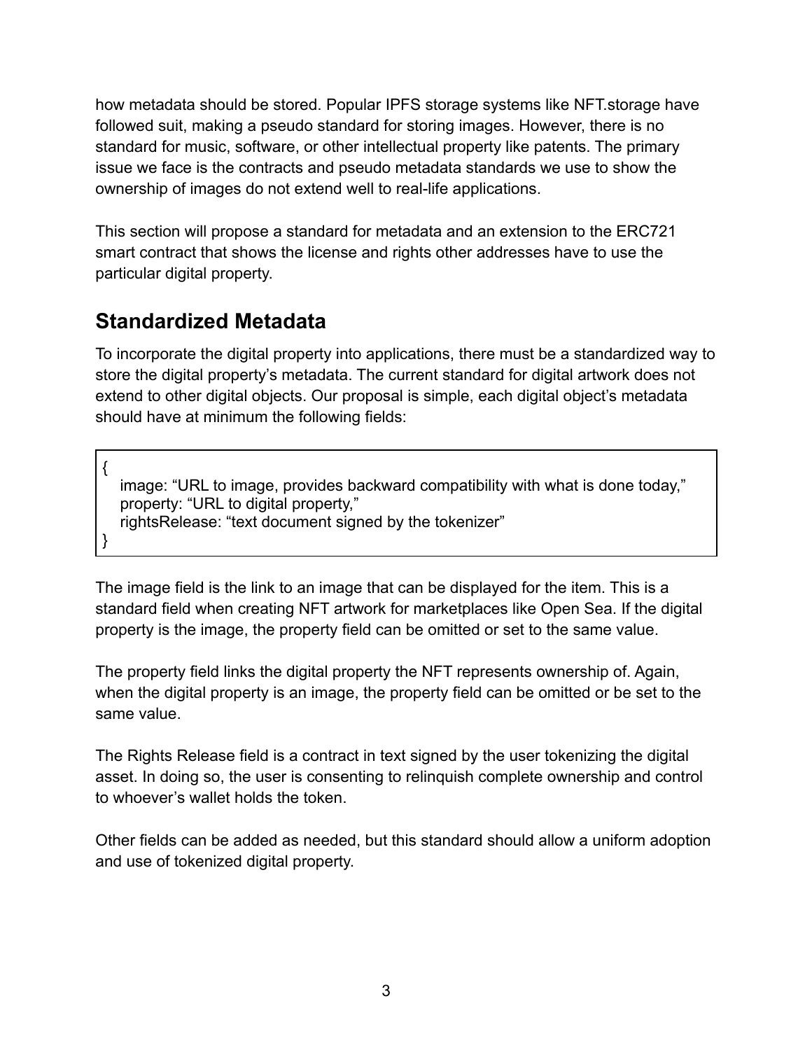how metadata should be stored. Popular IPFS storage systems like NFT.storage have followed suit, making a pseudo standard for storing images. However, there is no standard for music, software, or other intellectual property like patents. The primary issue we face is the contracts and pseudo metadata standards we use to show the ownership of images do not extend well to real-life applications.

This section will propose a standard for metadata and an extension to the ERC721 smart contract that shows the license and rights other addresses have to use the particular digital property.

## Standardized Metadata

To incorporate the digital property into applications, there must be a standardized way to store the digital property's metadata. The current standard for digital artwork does not extend to other digital objects. Our proposal is simple, each digital object's metadata should have at minimum the following fields:

```
{
   image: "URL to image, provides backward compatibility with what is done today,"
   property: "URL to digital property,"
   rightsRelease: "text document signed by the tokenizer"
}
```

The image field is the link to an image that can be displayed for the item. This is a standard field when creating NFT artwork for marketplaces like Open Sea. If the digital property is the image, the property field can be omitted or set to the same value.

The property field links the digital property the NFT represents ownership of. Again, when the digital property is an image, the property field can be omitted or be set to the same value.

The Rights Release field is a contract in text signed by the user tokenizing the digital asset. In doing so, the user is consenting to relinquish complete ownership and control to whoever's wallet holds the token.

Other fields can be added as needed, but this standard should allow a uniform adoption and use of tokenized digital property.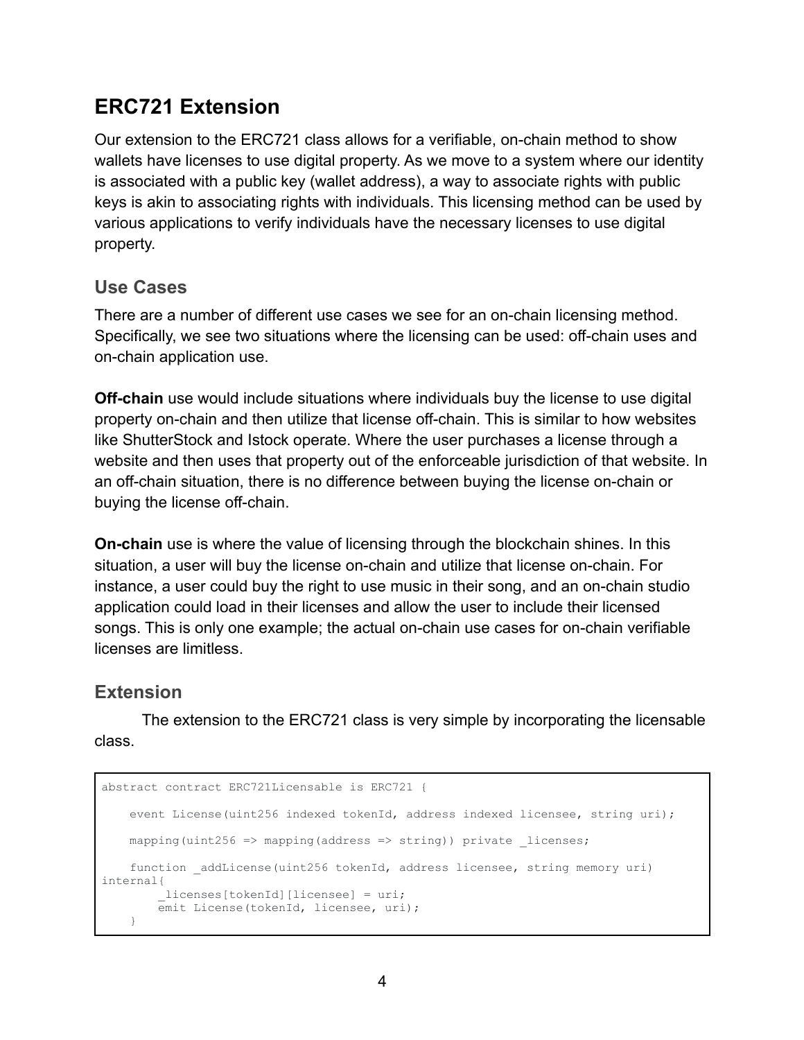## ERC721 Extension

Our extension to the ERC721 class allows for a verifiable, on-chain method to show wallets have licenses to use digital property. As we move to a system where our identity is associated with a public key (wallet address), a way to associate rights with public keys is akin to associating rights with individuals. This licensing method can be used by various applications to verify individuals have the necessary licenses to use digital property.

### Use Cases

There are a number of different use cases we see for an on-chain licensing method. Specifically, we see two situations where the licensing can be used: off-chain uses and on-chain application use.

**Off-chain** use would include situations where individuals buy the license to use digital property on-chain and then utilize that license off-chain. This is similar to how websites like ShutterStock and Istock operate. Where the user purchases a license through a website and then uses that property out of the enforceable jurisdiction of that website. In an off-chain situation, there is no difference between buying the license on-chain or buying the license off-chain.

**On-chain** use is where the value of licensing through the blockchain shines. In this situation, a user will buy the license on-chain and utilize that license on-chain. For instance, a user could buy the right to use music in their song, and an on-chain studio application could load in their licenses and allow the user to include their licensed songs. This is only one example; the actual on-chain use cases for on-chain verifiable licenses are limitless.

### Extension

The extension to the ERC721 class is very simple by incorporating the licensable class.

```
abstract contract ERC721Licensable is ERC721 {

    event License(uint256 indexed tokenId, address indexed licensee, string uri);

    mapping(uint256 => mapping(address => string)) private _licenses;

    function _addLicense(uint256 tokenId, address licensee, string memory uri)
internal{
        _licenses[tokenId][licensee] = uri;
        emit License(tokenId, licensee, uri);
    }
```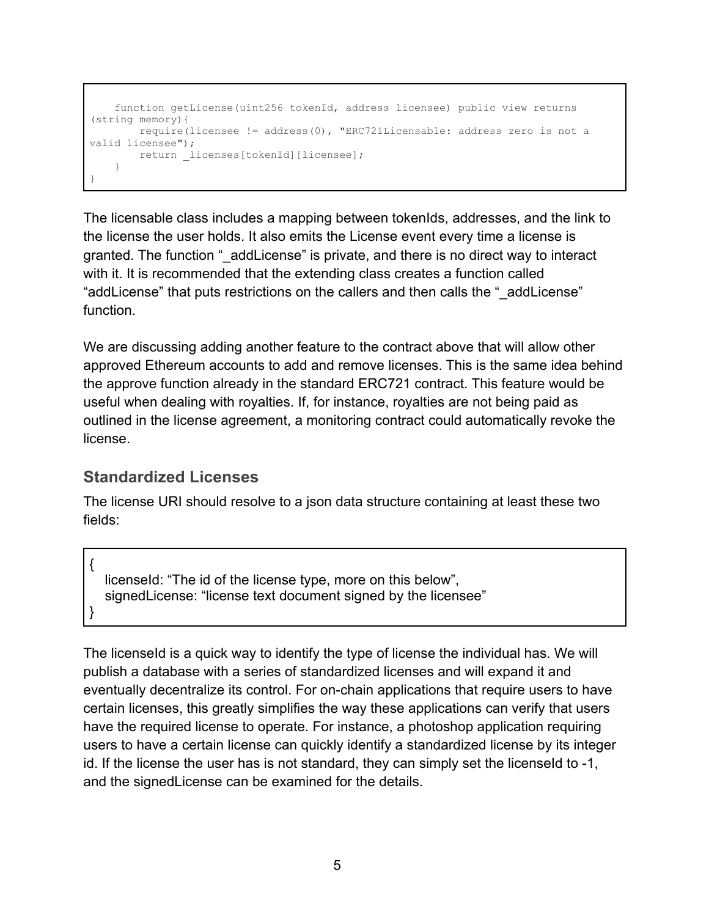```
    function getLicense(uint256 tokenId, address licensee) public view returns
(string memory){
        require(licensee != address(0), "ERC721Licensable: address zero is not a
valid licensee");
        return _licenses[tokenId][licensee];
    }
}
```

The licensable class includes a mapping between tokenIds, addresses, and the link to the license the user holds. It also emits the License event every time a license is granted. The function "_addLicense" is private, and there is no direct way to interact with it. It is recommended that the extending class creates a function called "addLicense" that puts restrictions on the callers and then calls the "_addLicense" function.

We are discussing adding another feature to the contract above that will allow other approved Ethereum accounts to add and remove licenses. This is the same idea behind the approve function already in the standard ERC721 contract. This feature would be useful when dealing with royalties. If, for instance, royalties are not being paid as outlined in the license agreement, a monitoring contract could automatically revoke the license.

### Standardized Licenses

The license URI should resolve to a json data structure containing at least these two fields:

```
{
   licenseId: "The id of the license type, more on this below",
   signedLicense: "license text document signed by the licensee"
}
```

The licenseId is a quick way to identify the type of license the individual has. We will publish a database with a series of standardized licenses and will expand it and eventually decentralize its control. For on-chain applications that require users to have certain licenses, this greatly simplifies the way these applications can verify that users have the required license to operate. For instance, a photoshop application requiring users to have a certain license can quickly identify a standardized license by its integer id. If the license the user has is not standard, they can simply set the licenseId to -1, and the signedLicense can be examined for the details.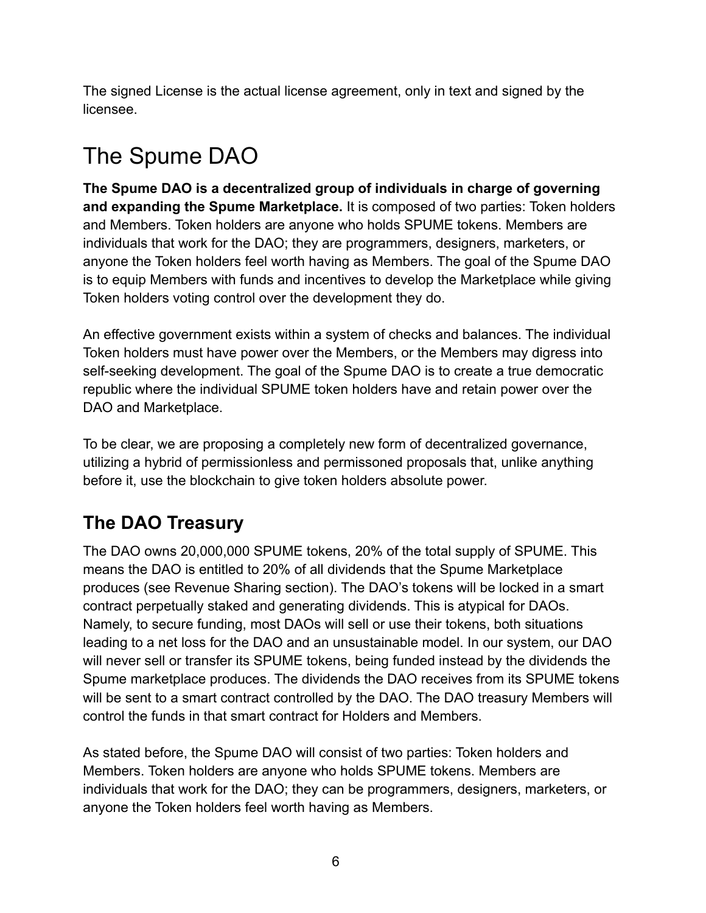The signed License is the actual license agreement, only in text and signed by the licensee.

# The Spume DAO

**The Spume DAO is a decentralized group of individuals in charge of governing and expanding the Spume Marketplace.** It is composed of two parties: Token holders and Members. Token holders are anyone who holds SPUME tokens. Members are individuals that work for the DAO; they are programmers, designers, marketers, or anyone the Token holders feel worth having as Members. The goal of the Spume DAO is to equip Members with funds and incentives to develop the Marketplace while giving Token holders voting control over the development they do.

An effective government exists within a system of checks and balances. The individual Token holders must have power over the Members, or the Members may digress into self-seeking development. The goal of the Spume DAO is to create a true democratic republic where the individual SPUME token holders have and retain power over the DAO and Marketplace.

To be clear, we are proposing a completely new form of decentralized governance, utilizing a hybrid of permissionless and permissoned proposals that, unlike anything before it, use the blockchain to give token holders absolute power.

## The DAO Treasury

The DAO owns 20,000,000 SPUME tokens, 20% of the total supply of SPUME. This means the DAO is entitled to 20% of all dividends that the Spume Marketplace produces (see Revenue Sharing section). The DAO's tokens will be locked in a smart contract perpetually staked and generating dividends. This is atypical for DAOs. Namely, to secure funding, most DAOs will sell or use their tokens, both situations leading to a net loss for the DAO and an unsustainable model. In our system, our DAO will never sell or transfer its SPUME tokens, being funded instead by the dividends the Spume marketplace produces. The dividends the DAO receives from its SPUME tokens will be sent to a smart contract controlled by the DAO. The DAO treasury Members will control the funds in that smart contract for Holders and Members.

As stated before, the Spume DAO will consist of two parties: Token holders and Members. Token holders are anyone who holds SPUME tokens. Members are individuals that work for the DAO; they can be programmers, designers, marketers, or anyone the Token holders feel worth having as Members.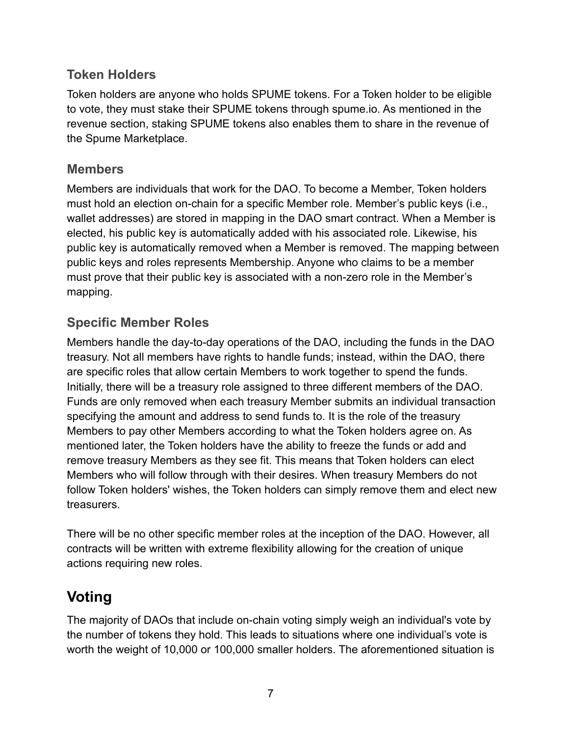### Token Holders

Token holders are anyone who holds SPUME tokens. For a Token holder to be eligible to vote, they must stake their SPUME tokens through spume.io. As mentioned in the revenue section, staking SPUME tokens also enables them to share in the revenue of the Spume Marketplace.

### Members

Members are individuals that work for the DAO. To become a Member, Token holders must hold an election on-chain for a specific Member role. Member's public keys (i.e., wallet addresses) are stored in mapping in the DAO smart contract. When a Member is elected, his public key is automatically added with his associated role. Likewise, his public key is automatically removed when a Member is removed. The mapping between public keys and roles represents Membership. Anyone who claims to be a member must prove that their public key is associated with a non-zero role in the Member's mapping.

### Specific Member Roles

Members handle the day-to-day operations of the DAO, including the funds in the DAO treasury. Not all members have rights to handle funds; instead, within the DAO, there are specific roles that allow certain Members to work together to spend the funds. Initially, there will be a treasury role assigned to three different members of the DAO. Funds are only removed when each treasury Member submits an individual transaction specifying the amount and address to send funds to. It is the role of the treasury Members to pay other Members according to what the Token holders agree on. As mentioned later, the Token holders have the ability to freeze the funds or add and remove treasury Members as they see fit. This means that Token holders can elect Members who will follow through with their desires. When treasury Members do not follow Token holders' wishes, the Token holders can simply remove them and elect new treasurers.

There will be no other specific member roles at the inception of the DAO. However, all contracts will be written with extreme flexibility allowing for the creation of unique actions requiring new roles.

## Voting

The majority of DAOs that include on-chain voting simply weigh an individual's vote by the number of tokens they hold. This leads to situations where one individual's vote is worth the weight of 10,000 or 100,000 smaller holders. The aforementioned situation is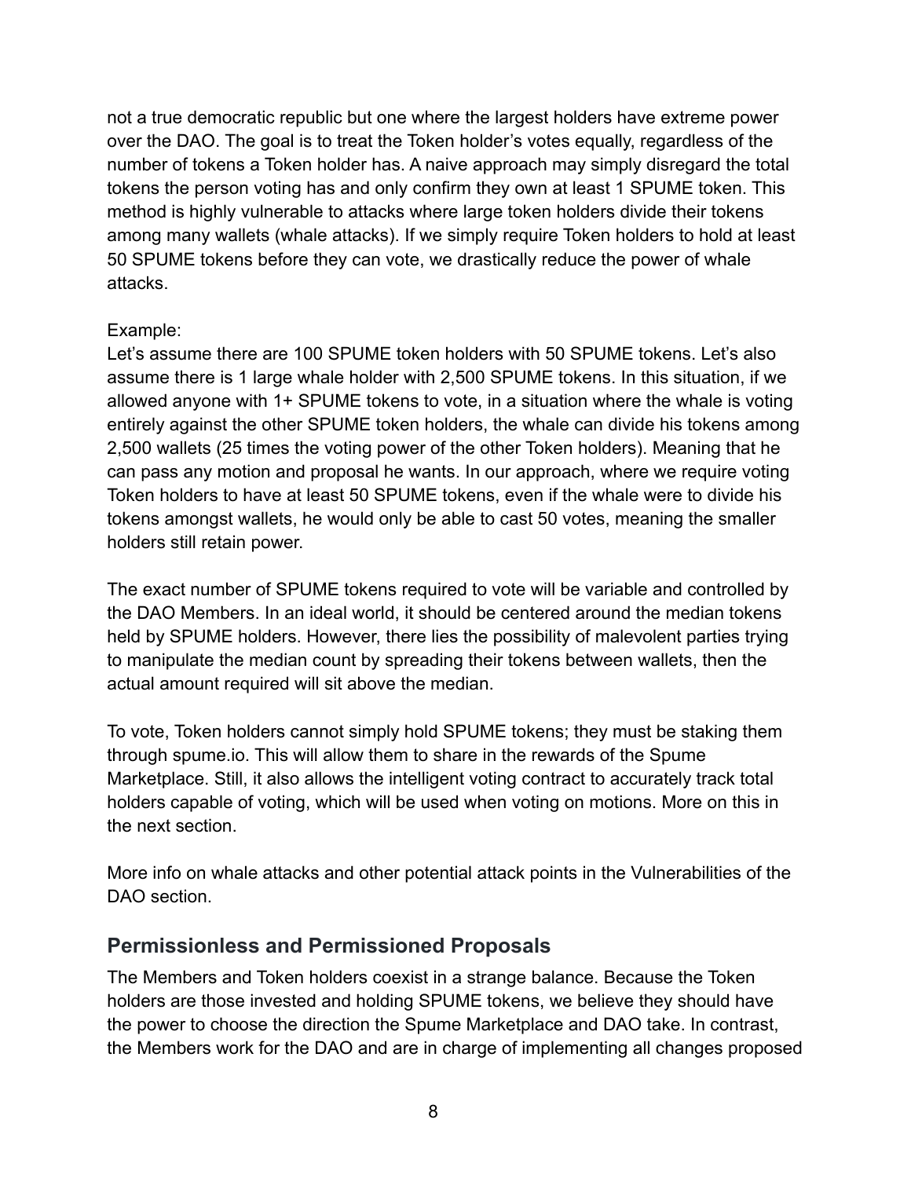not a true democratic republic but one where the largest holders have extreme power over the DAO. The goal is to treat the Token holder's votes equally, regardless of the number of tokens a Token holder has. A naive approach may simply disregard the total tokens the person voting has and only confirm they own at least 1 SPUME token. This method is highly vulnerable to attacks where large token holders divide their tokens among many wallets (whale attacks). If we simply require Token holders to hold at least 50 SPUME tokens before they can vote, we drastically reduce the power of whale attacks.

Example:
Let's assume there are 100 SPUME token holders with 50 SPUME tokens. Let's also assume there is 1 large whale holder with 2,500 SPUME tokens. In this situation, if we allowed anyone with 1+ SPUME tokens to vote, in a situation where the whale is voting entirely against the other SPUME token holders, the whale can divide his tokens among 2,500 wallets (25 times the voting power of the other Token holders). Meaning that he can pass any motion and proposal he wants. In our approach, where we require voting Token holders to have at least 50 SPUME tokens, even if the whale were to divide his tokens amongst wallets, he would only be able to cast 50 votes, meaning the smaller holders still retain power.

The exact number of SPUME tokens required to vote will be variable and controlled by the DAO Members. In an ideal world, it should be centered around the median tokens held by SPUME holders. However, there lies the possibility of malevolent parties trying to manipulate the median count by spreading their tokens between wallets, then the actual amount required will sit above the median.

To vote, Token holders cannot simply hold SPUME tokens; they must be staking them through spume.io. This will allow them to share in the rewards of the Spume Marketplace. Still, it also allows the intelligent voting contract to accurately track total holders capable of voting, which will be used when voting on motions. More on this in the next section.

More info on whale attacks and other potential attack points in the Vulnerabilities of the DAO section.

## Permissionless and Permissioned Proposals

The Members and Token holders coexist in a strange balance. Because the Token holders are those invested and holding SPUME tokens, we believe they should have the power to choose the direction the Spume Marketplace and DAO take. In contrast, the Members work for the DAO and are in charge of implementing all changes proposed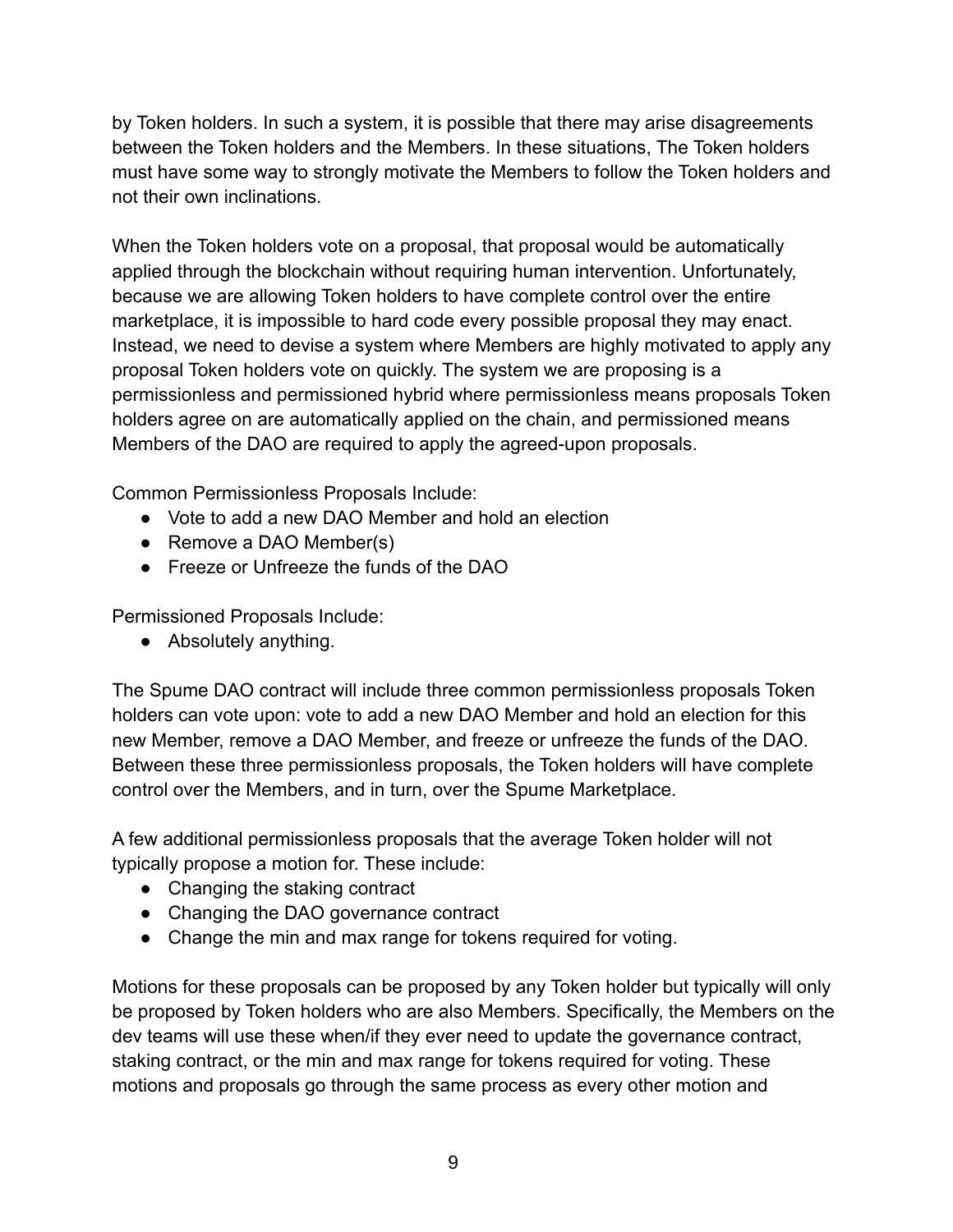by Token holders. In such a system, it is possible that there may arise disagreements between the Token holders and the Members. In these situations, The Token holders must have some way to strongly motivate the Members to follow the Token holders and not their own inclinations.

When the Token holders vote on a proposal, that proposal would be automatically applied through the blockchain without requiring human intervention. Unfortunately, because we are allowing Token holders to have complete control over the entire marketplace, it is impossible to hard code every possible proposal they may enact. Instead, we need to devise a system where Members are highly motivated to apply any proposal Token holders vote on quickly. The system we are proposing is a permissionless and permissioned hybrid where permissionless means proposals Token holders agree on are automatically applied on the chain, and permissioned means Members of the DAO are required to apply the agreed-upon proposals.

Common Permissionless Proposals Include:

- Vote to add a new DAO Member and hold an election
- Remove a DAO Member(s)
- Freeze or Unfreeze the funds of the DAO

Permissioned Proposals Include:

- Absolutely anything.

The Spume DAO contract will include three common permissionless proposals Token holders can vote upon: vote to add a new DAO Member and hold an election for this new Member, remove a DAO Member, and freeze or unfreeze the funds of the DAO. Between these three permissionless proposals, the Token holders will have complete control over the Members, and in turn, over the Spume Marketplace.

A few additional permissionless proposals that the average Token holder will not typically propose a motion for. These include:

- Changing the staking contract
- Changing the DAO governance contract
- Change the min and max range for tokens required for voting.

Motions for these proposals can be proposed by any Token holder but typically will only be proposed by Token holders who are also Members. Specifically, the Members on the dev teams will use these when/if they ever need to update the governance contract, staking contract, or the min and max range for tokens required for voting. These motions and proposals go through the same process as every other motion and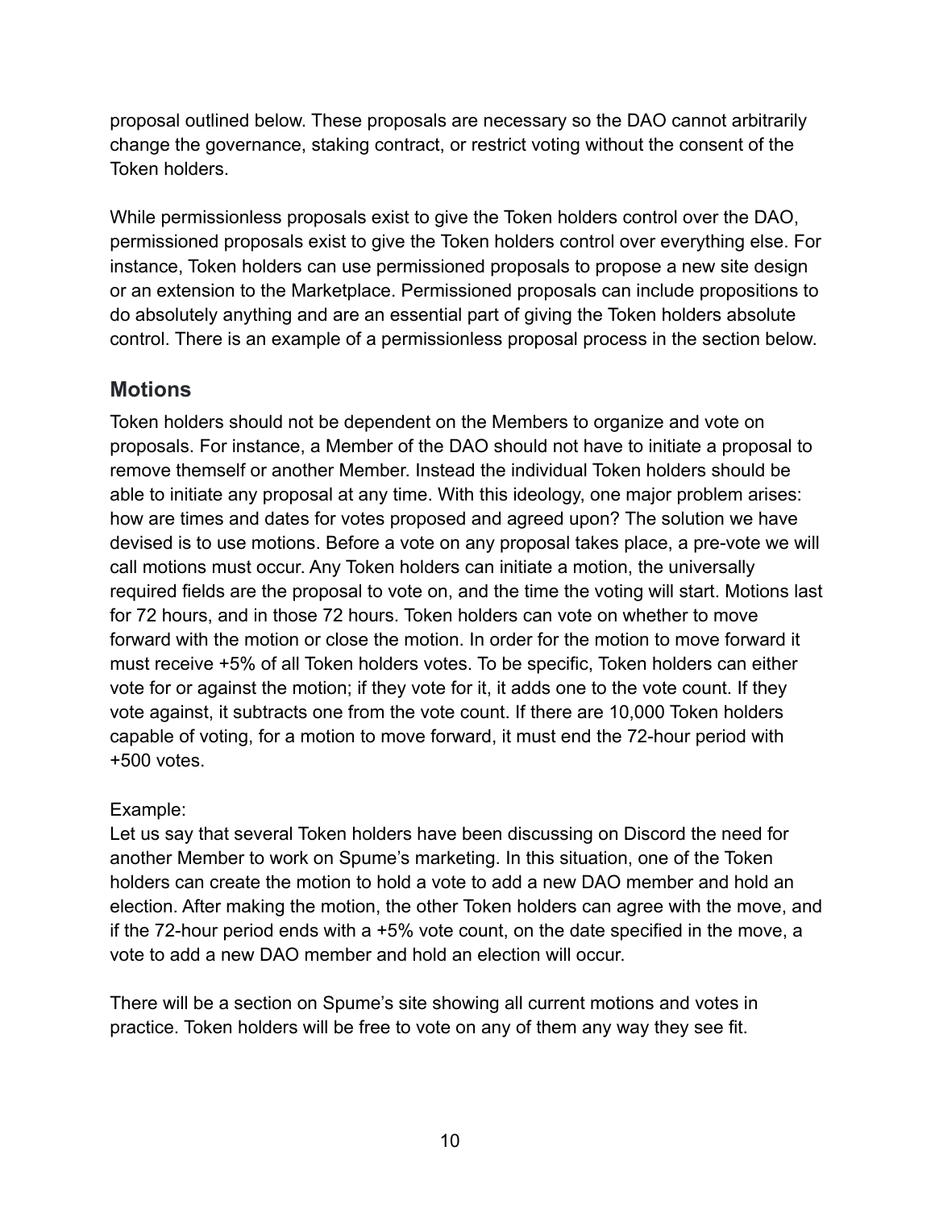proposal outlined below. These proposals are necessary so the DAO cannot arbitrarily change the governance, staking contract, or restrict voting without the consent of the Token holders.

While permissionless proposals exist to give the Token holders control over the DAO, permissioned proposals exist to give the Token holders control over everything else. For instance, Token holders can use permissioned proposals to propose a new site design or an extension to the Marketplace. Permissioned proposals can include propositions to do absolutely anything and are an essential part of giving the Token holders absolute control. There is an example of a permissionless proposal process in the section below.

## Motions

Token holders should not be dependent on the Members to organize and vote on proposals. For instance, a Member of the DAO should not have to initiate a proposal to remove themself or another Member. Instead the individual Token holders should be able to initiate any proposal at any time. With this ideology, one major problem arises: how are times and dates for votes proposed and agreed upon? The solution we have devised is to use motions. Before a vote on any proposal takes place, a pre-vote we will call motions must occur. Any Token holders can initiate a motion, the universally required fields are the proposal to vote on, and the time the voting will start. Motions last for 72 hours, and in those 72 hours. Token holders can vote on whether to move forward with the motion or close the motion. In order for the motion to move forward it must receive +5% of all Token holders votes. To be specific, Token holders can either vote for or against the motion; if they vote for it, it adds one to the vote count. If they vote against, it subtracts one from the vote count. If there are 10,000 Token holders capable of voting, for a motion to move forward, it must end the 72-hour period with +500 votes.

Example:
Let us say that several Token holders have been discussing on Discord the need for another Member to work on Spume's marketing. In this situation, one of the Token holders can create the motion to hold a vote to add a new DAO member and hold an election. After making the motion, the other Token holders can agree with the move, and if the 72-hour period ends with a +5% vote count, on the date specified in the move, a vote to add a new DAO member and hold an election will occur.

There will be a section on Spume's site showing all current motions and votes in practice. Token holders will be free to vote on any of them any way they see fit.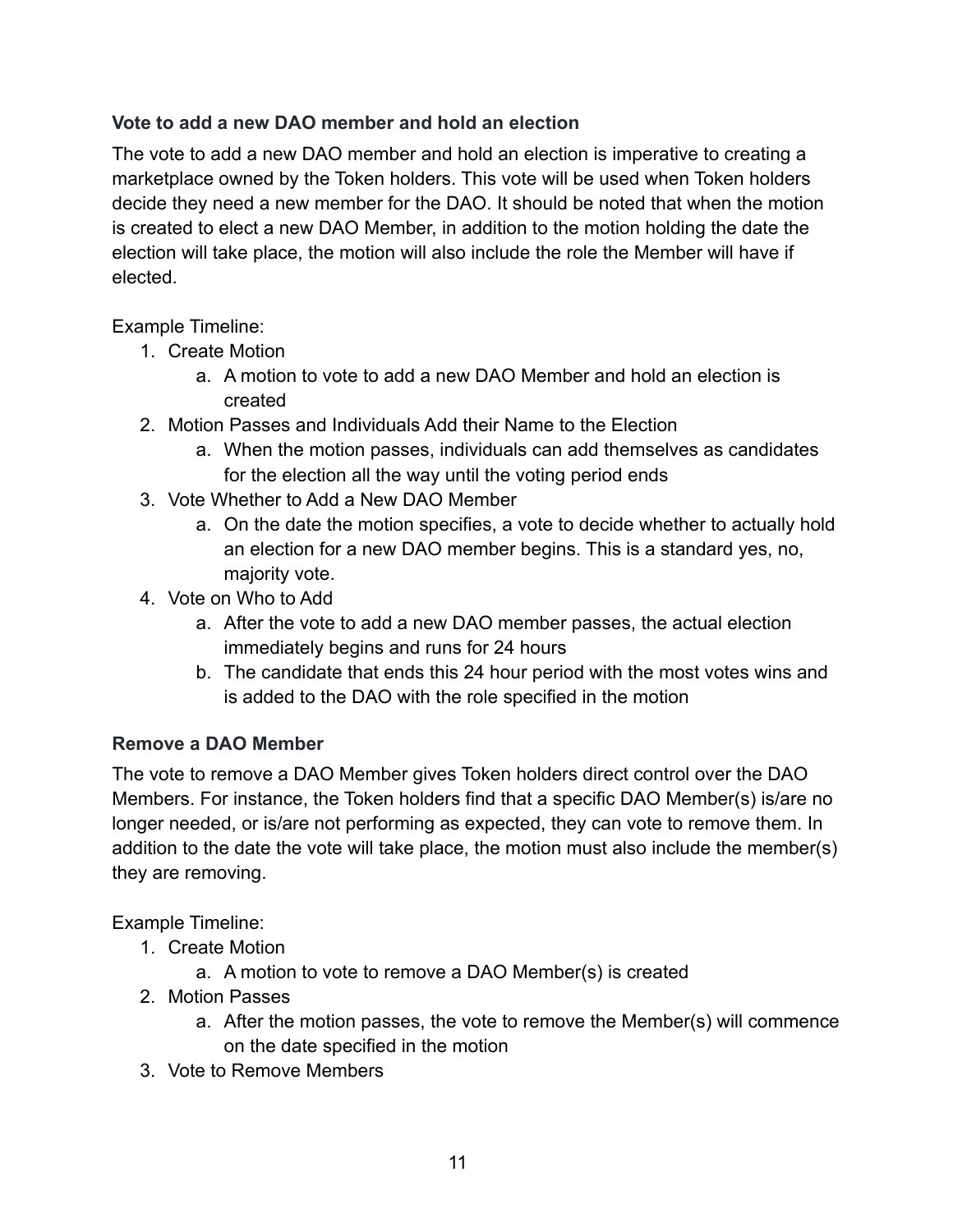### Vote to add a new DAO member and hold an election

The vote to add a new DAO member and hold an election is imperative to creating a marketplace owned by the Token holders. This vote will be used when Token holders decide they need a new member for the DAO. It should be noted that when the motion is created to elect a new DAO Member, in addition to the motion holding the date the election will take place, the motion will also include the role the Member will have if elected.

Example Timeline:

1. Create Motion
    a. A motion to vote to add a new DAO Member and hold an election is created
2. Motion Passes and Individuals Add their Name to the Election
    a. When the motion passes, individuals can add themselves as candidates for the election all the way until the voting period ends
3. Vote Whether to Add a New DAO Member
    a. On the date the motion specifies, a vote to decide whether to actually hold an election for a new DAO member begins. This is a standard yes, no, majority vote.
4. Vote on Who to Add
    a. After the vote to add a new DAO member passes, the actual election immediately begins and runs for 24 hours
    b. The candidate that ends this 24 hour period with the most votes wins and is added to the DAO with the role specified in the motion

### Remove a DAO Member

The vote to remove a DAO Member gives Token holders direct control over the DAO Members. For instance, the Token holders find that a specific DAO Member(s) is/are no longer needed, or is/are not performing as expected, they can vote to remove them. In addition to the date the vote will take place, the motion must also include the member(s) they are removing.

Example Timeline:

1. Create Motion
    a. A motion to vote to remove a DAO Member(s) is created
2. Motion Passes
    a. After the motion passes, the vote to remove the Member(s) will commence on the date specified in the motion
3. Vote to Remove Members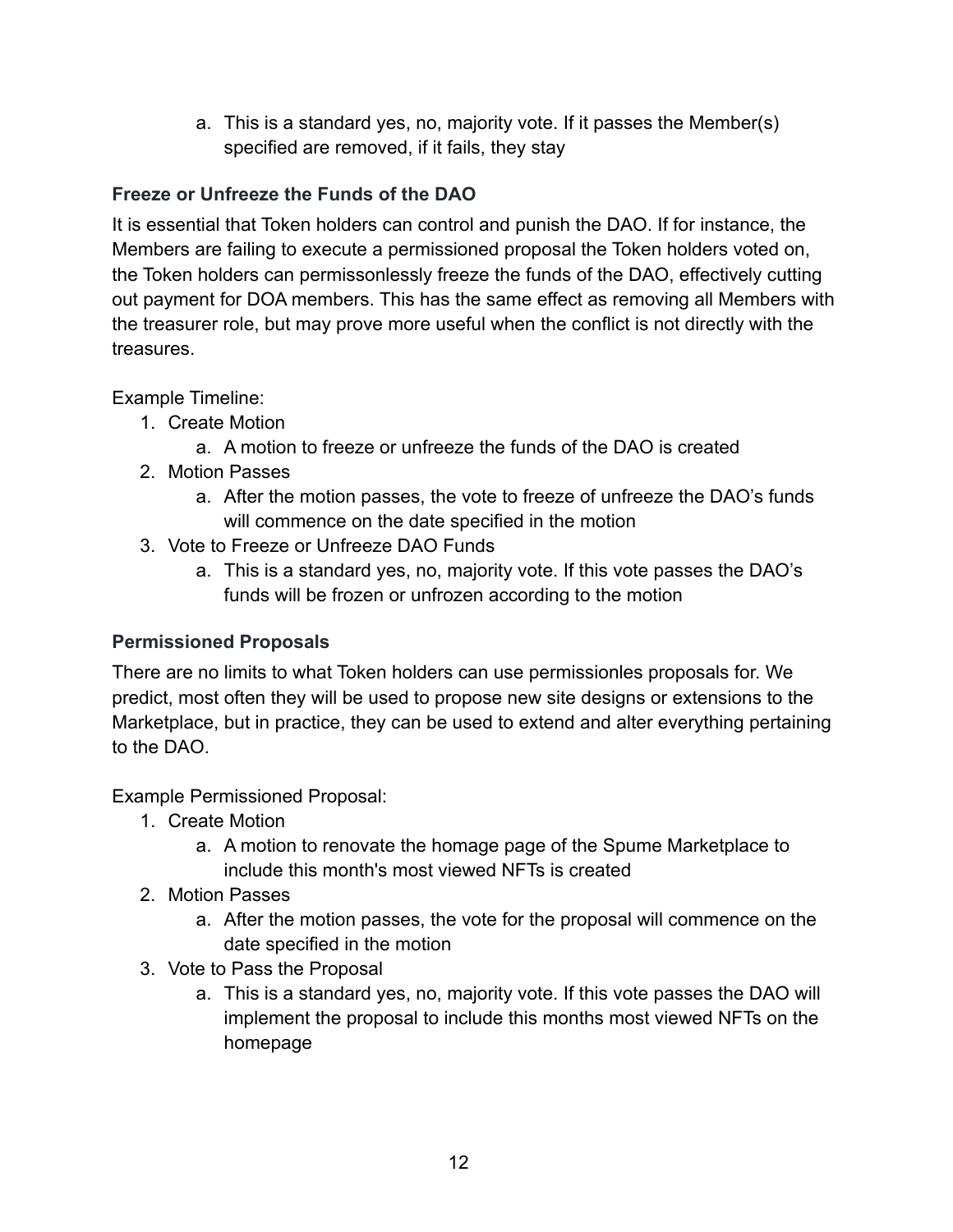a. This is a standard yes, no, majority vote. If it passes the Member(s) specified are removed, if it fails, they stay

### Freeze or Unfreeze the Funds of the DAO

It is essential that Token holders can control and punish the DAO. If for instance, the Members are failing to execute a permissioned proposal the Token holders voted on, the Token holders can permissonlessly freeze the funds of the DAO, effectively cutting out payment for DOA members. This has the same effect as removing all Members with the treasurer role, but may prove more useful when the conflict is not directly with the treasures.

Example Timeline:

1. Create Motion
    a. A motion to freeze or unfreeze the funds of the DAO is created
2. Motion Passes
    a. After the motion passes, the vote to freeze of unfreeze the DAO's funds will commence on the date specified in the motion
3. Vote to Freeze or Unfreeze DAO Funds
    a. This is a standard yes, no, majority vote. If this vote passes the DAO's funds will be frozen or unfrozen according to the motion

### Permissioned Proposals

There are no limits to what Token holders can use permissionles proposals for. We predict, most often they will be used to propose new site designs or extensions to the Marketplace, but in practice, they can be used to extend and alter everything pertaining to the DAO.

Example Permissioned Proposal:

1. Create Motion
    a. A motion to renovate the homage page of the Spume Marketplace to include this month's most viewed NFTs is created
2. Motion Passes
    a. After the motion passes, the vote for the proposal will commence on the date specified in the motion
3. Vote to Pass the Proposal
    a. This is a standard yes, no, majority vote. If this vote passes the DAO will implement the proposal to include this months most viewed NFTs on the homepage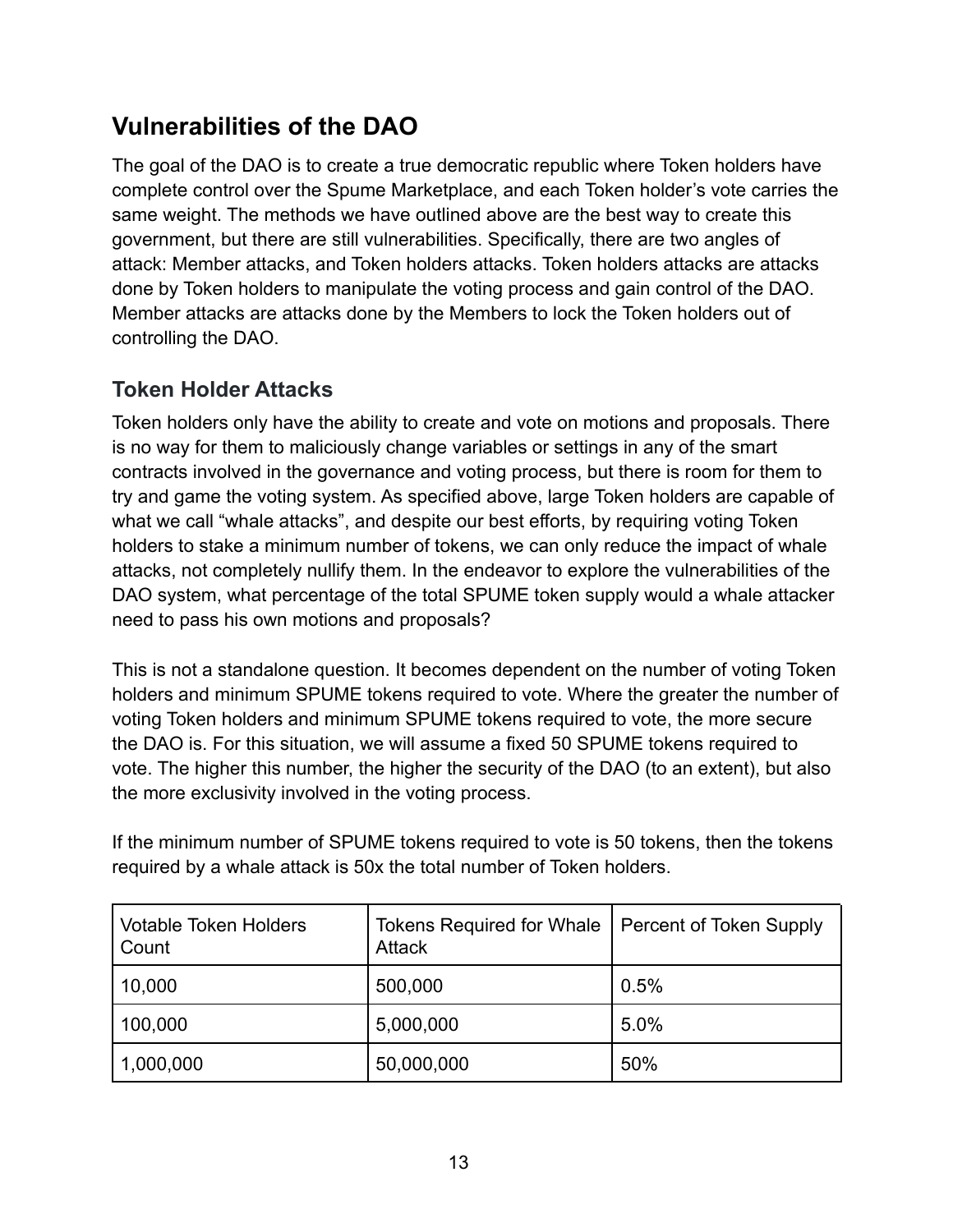## Vulnerabilities of the DAO

The goal of the DAO is to create a true democratic republic where Token holders have complete control over the Spume Marketplace, and each Token holder's vote carries the same weight. The methods we have outlined above are the best way to create this government, but there are still vulnerabilities. Specifically, there are two angles of attack: Member attacks, and Token holders attacks. Token holders attacks are attacks done by Token holders to manipulate the voting process and gain control of the DAO. Member attacks are attacks done by the Members to lock the Token holders out of controlling the DAO.

### Token Holder Attacks

Token holders only have the ability to create and vote on motions and proposals. There is no way for them to maliciously change variables or settings in any of the smart contracts involved in the governance and voting process, but there is room for them to try and game the voting system. As specified above, large Token holders are capable of what we call "whale attacks", and despite our best efforts, by requiring voting Token holders to stake a minimum number of tokens, we can only reduce the impact of whale attacks, not completely nullify them. In the endeavor to explore the vulnerabilities of the DAO system, what percentage of the total SPUME token supply would a whale attacker need to pass his own motions and proposals?

This is not a standalone question. It becomes dependent on the number of voting Token holders and minimum SPUME tokens required to vote. Where the greater the number of voting Token holders and minimum SPUME tokens required to vote, the more secure the DAO is. For this situation, we will assume a fixed 50 SPUME tokens required to vote. The higher this number, the higher the security of the DAO (to an extent), but also the more exclusivity involved in the voting process.

If the minimum number of SPUME tokens required to vote is 50 tokens, then the tokens required by a whale attack is 50x the total number of Token holders.

| Votable Token Holders Count | Tokens Required for Whale Attack | Percent of Token Supply |
|---|---|---|
| 10,000 | 500,000 | 0.5% |
| 100,000 | 5,000,000 | 5.0% |
| 1,000,000 | 50,000,000 | 50% |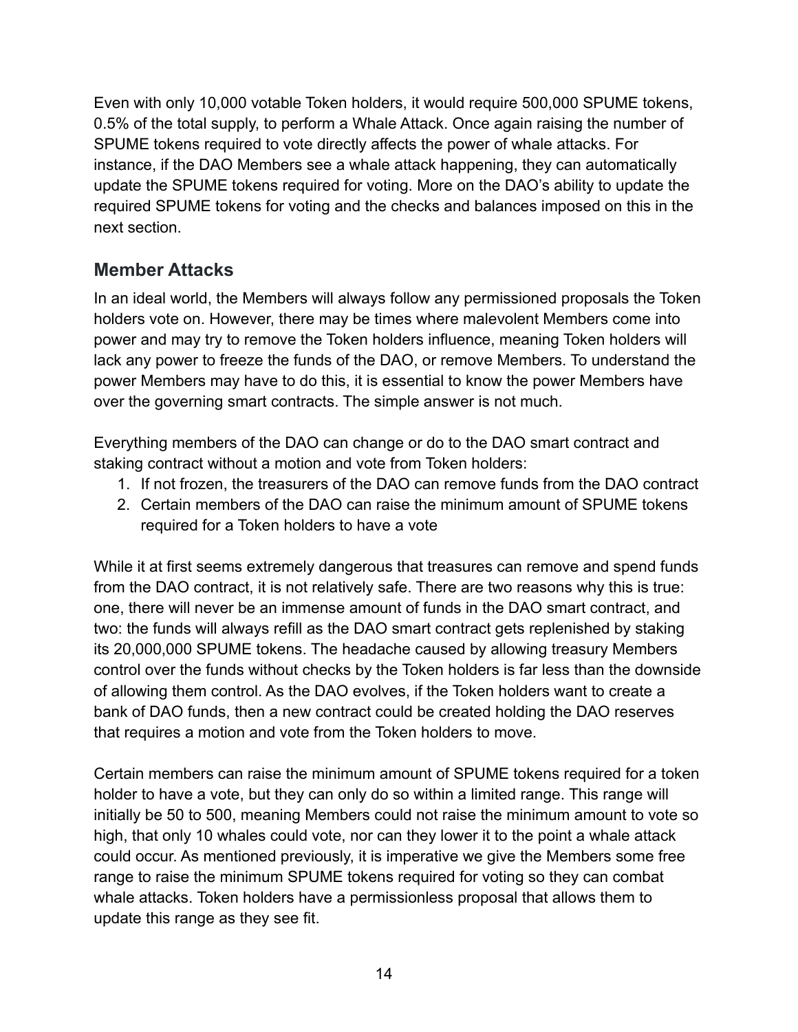Even with only 10,000 votable Token holders, it would require 500,000 SPUME tokens, 0.5% of the total supply, to perform a Whale Attack. Once again raising the number of SPUME tokens required to vote directly affects the power of whale attacks. For instance, if the DAO Members see a whale attack happening, they can automatically update the SPUME tokens required for voting. More on the DAO's ability to update the required SPUME tokens for voting and the checks and balances imposed on this in the next section.

## Member Attacks

In an ideal world, the Members will always follow any permissioned proposals the Token holders vote on. However, there may be times where malevolent Members come into power and may try to remove the Token holders influence, meaning Token holders will lack any power to freeze the funds of the DAO, or remove Members. To understand the power Members may have to do this, it is essential to know the power Members have over the governing smart contracts. The simple answer is not much.

Everything members of the DAO can change or do to the DAO smart contract and staking contract without a motion and vote from Token holders:

1. If not frozen, the treasurers of the DAO can remove funds from the DAO contract
2. Certain members of the DAO can raise the minimum amount of SPUME tokens required for a Token holders to have a vote

While it at first seems extremely dangerous that treasures can remove and spend funds from the DAO contract, it is not relatively safe. There are two reasons why this is true: one, there will never be an immense amount of funds in the DAO smart contract, and two: the funds will always refill as the DAO smart contract gets replenished by staking its 20,000,000 SPUME tokens. The headache caused by allowing treasury Members control over the funds without checks by the Token holders is far less than the downside of allowing them control. As the DAO evolves, if the Token holders want to create a bank of DAO funds, then a new contract could be created holding the DAO reserves that requires a motion and vote from the Token holders to move.

Certain members can raise the minimum amount of SPUME tokens required for a token holder to have a vote, but they can only do so within a limited range. This range will initially be 50 to 500, meaning Members could not raise the minimum amount to vote so high, that only 10 whales could vote, nor can they lower it to the point a whale attack could occur. As mentioned previously, it is imperative we give the Members some free range to raise the minimum SPUME tokens required for voting so they can combat whale attacks. Token holders have a permissionless proposal that allows them to update this range as they see fit.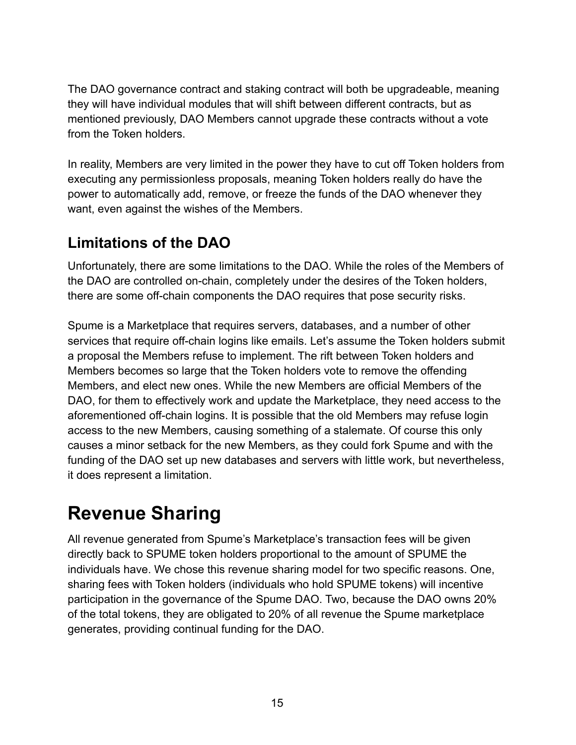The DAO governance contract and staking contract will both be upgradeable, meaning they will have individual modules that will shift between different contracts, but as mentioned previously, DAO Members cannot upgrade these contracts without a vote from the Token holders.

In reality, Members are very limited in the power they have to cut off Token holders from executing any permissionless proposals, meaning Token holders really do have the power to automatically add, remove, or freeze the funds of the DAO whenever they want, even against the wishes of the Members.

## Limitations of the DAO

Unfortunately, there are some limitations to the DAO. While the roles of the Members of the DAO are controlled on-chain, completely under the desires of the Token holders, there are some off-chain components the DAO requires that pose security risks.

Spume is a Marketplace that requires servers, databases, and a number of other services that require off-chain logins like emails. Let's assume the Token holders submit a proposal the Members refuse to implement. The rift between Token holders and Members becomes so large that the Token holders vote to remove the offending Members, and elect new ones. While the new Members are official Members of the DAO, for them to effectively work and update the Marketplace, they need access to the aforementioned off-chain logins. It is possible that the old Members may refuse login access to the new Members, causing something of a stalemate. Of course this only causes a minor setback for the new Members, as they could fork Spume and with the funding of the DAO set up new databases and servers with little work, but nevertheless, it does represent a limitation.

# Revenue Sharing

All revenue generated from Spume's Marketplace's transaction fees will be given directly back to SPUME token holders proportional to the amount of SPUME the individuals have. We chose this revenue sharing model for two specific reasons. One, sharing fees with Token holders (individuals who hold SPUME tokens) will incentive participation in the governance of the Spume DAO. Two, because the DAO owns 20% of the total tokens, they are obligated to 20% of all revenue the Spume marketplace generates, providing continual funding for the DAO.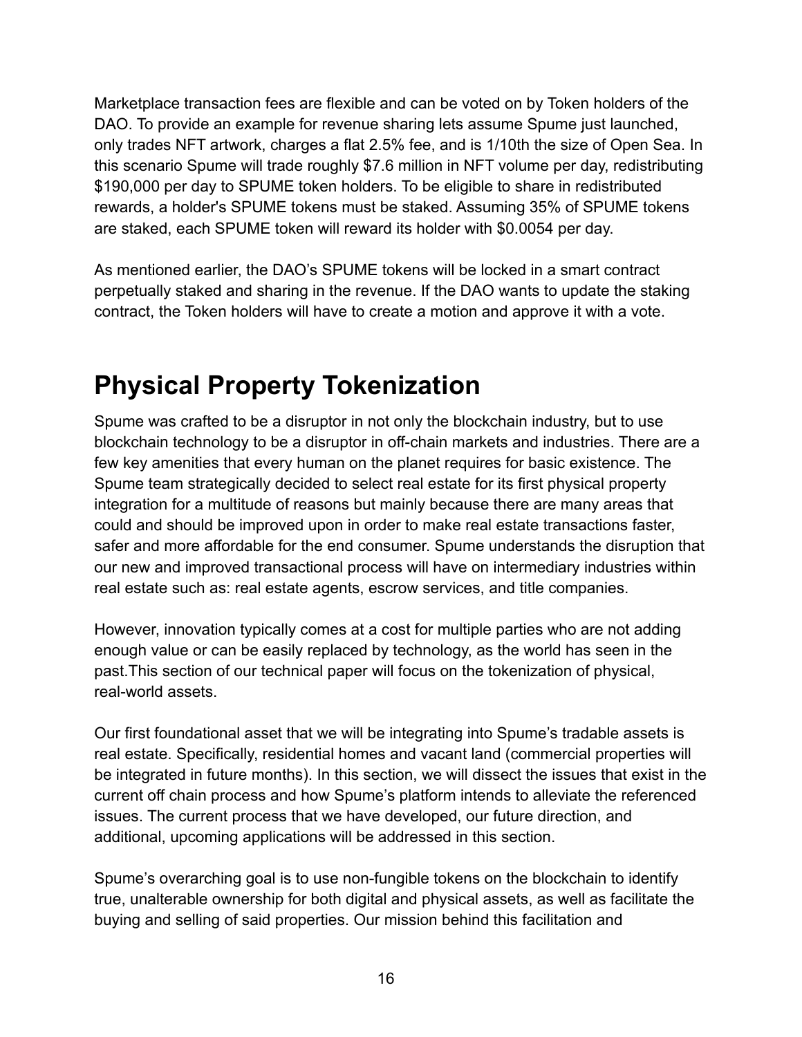Marketplace transaction fees are flexible and can be voted on by Token holders of the DAO. To provide an example for revenue sharing lets assume Spume just launched, only trades NFT artwork, charges a flat 2.5% fee, and is 1/10th the size of Open Sea. In this scenario Spume will trade roughly $7.6 million in NFT volume per day, redistributing $190,000 per day to SPUME token holders. To be eligible to share in redistributed rewards, a holder's SPUME tokens must be staked. Assuming 35% of SPUME tokens are staked, each SPUME token will reward its holder with $0.0054 per day.

As mentioned earlier, the DAO's SPUME tokens will be locked in a smart contract perpetually staked and sharing in the revenue. If the DAO wants to update the staking contract, the Token holders will have to create a motion and approve it with a vote.

# Physical Property Tokenization

Spume was crafted to be a disruptor in not only the blockchain industry, but to use blockchain technology to be a disruptor in off-chain markets and industries. There are a few key amenities that every human on the planet requires for basic existence. The Spume team strategically decided to select real estate for its first physical property integration for a multitude of reasons but mainly because there are many areas that could and should be improved upon in order to make real estate transactions faster, safer and more affordable for the end consumer. Spume understands the disruption that our new and improved transactional process will have on intermediary industries within real estate such as: real estate agents, escrow services, and title companies.

However, innovation typically comes at a cost for multiple parties who are not adding enough value or can be easily replaced by technology, as the world has seen in the past.This section of our technical paper will focus on the tokenization of physical, real-world assets.

Our first foundational asset that we will be integrating into Spume's tradable assets is real estate. Specifically, residential homes and vacant land (commercial properties will be integrated in future months). In this section, we will dissect the issues that exist in the current off chain process and how Spume's platform intends to alleviate the referenced issues. The current process that we have developed, our future direction, and additional, upcoming applications will be addressed in this section.

Spume's overarching goal is to use non-fungible tokens on the blockchain to identify true, unalterable ownership for both digital and physical assets, as well as facilitate the buying and selling of said properties. Our mission behind this facilitation and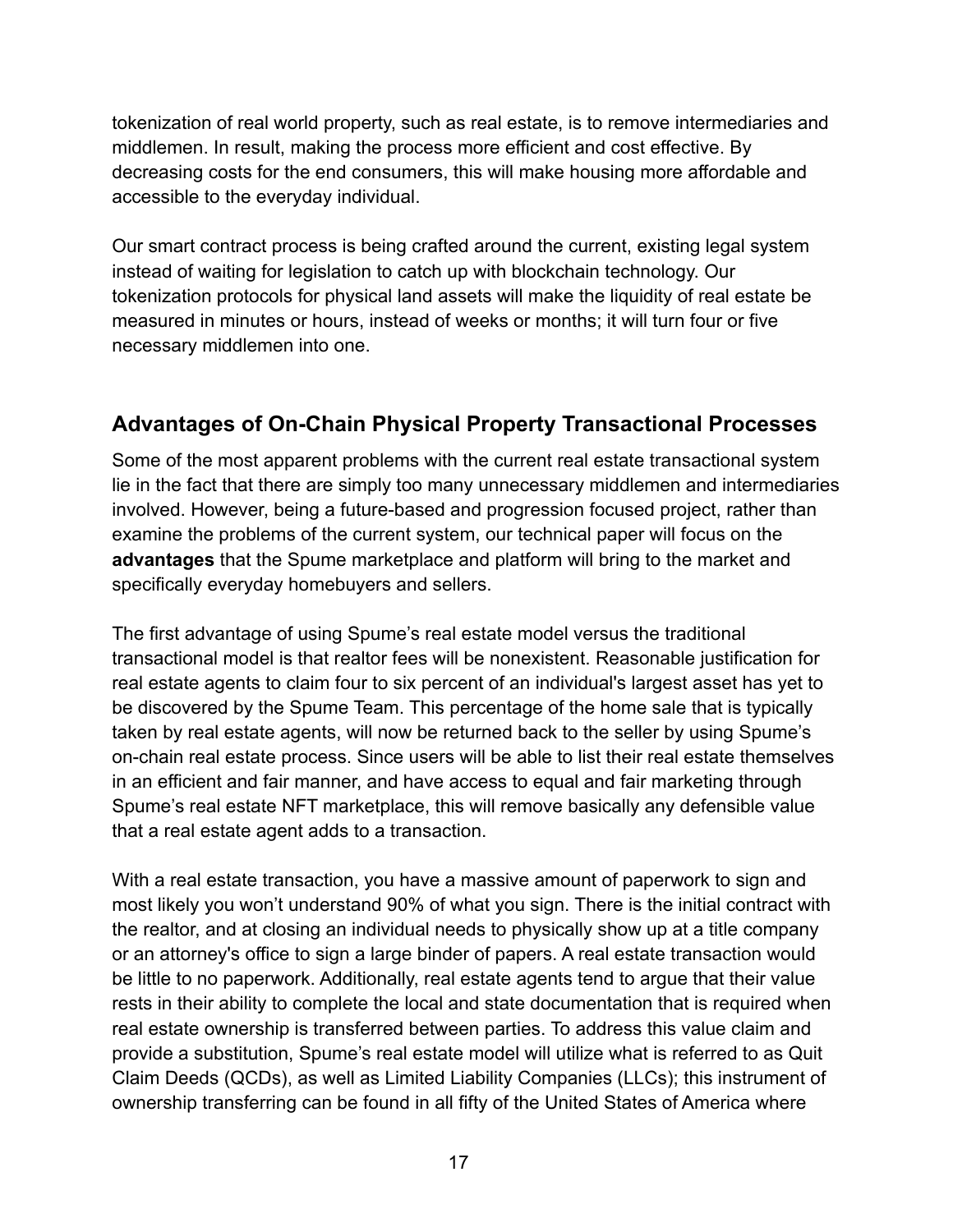tokenization of real world property, such as real estate, is to remove intermediaries and middlemen. In result, making the process more efficient and cost effective. By decreasing costs for the end consumers, this will make housing more affordable and accessible to the everyday individual.

Our smart contract process is being crafted around the current, existing legal system instead of waiting for legislation to catch up with blockchain technology. Our tokenization protocols for physical land assets will make the liquidity of real estate be measured in minutes or hours, instead of weeks or months; it will turn four or five necessary middlemen into one.

## Advantages of On-Chain Physical Property Transactional Processes

Some of the most apparent problems with the current real estate transactional system lie in the fact that there are simply too many unnecessary middlemen and intermediaries involved. However, being a future-based and progression focused project, rather than examine the problems of the current system, our technical paper will focus on the **advantages** that the Spume marketplace and platform will bring to the market and specifically everyday homebuyers and sellers.

The first advantage of using Spume's real estate model versus the traditional transactional model is that realtor fees will be nonexistent. Reasonable justification for real estate agents to claim four to six percent of an individual's largest asset has yet to be discovered by the Spume Team. This percentage of the home sale that is typically taken by real estate agents, will now be returned back to the seller by using Spume's on-chain real estate process. Since users will be able to list their real estate themselves in an efficient and fair manner, and have access to equal and fair marketing through Spume's real estate NFT marketplace, this will remove basically any defensible value that a real estate agent adds to a transaction.

With a real estate transaction, you have a massive amount of paperwork to sign and most likely you won't understand 90% of what you sign. There is the initial contract with the realtor, and at closing an individual needs to physically show up at a title company or an attorney's office to sign a large binder of papers. A real estate transaction would be little to no paperwork. Additionally, real estate agents tend to argue that their value rests in their ability to complete the local and state documentation that is required when real estate ownership is transferred between parties. To address this value claim and provide a substitution, Spume's real estate model will utilize what is referred to as Quit Claim Deeds (QCDs), as well as Limited Liability Companies (LLCs); this instrument of ownership transferring can be found in all fifty of the United States of America where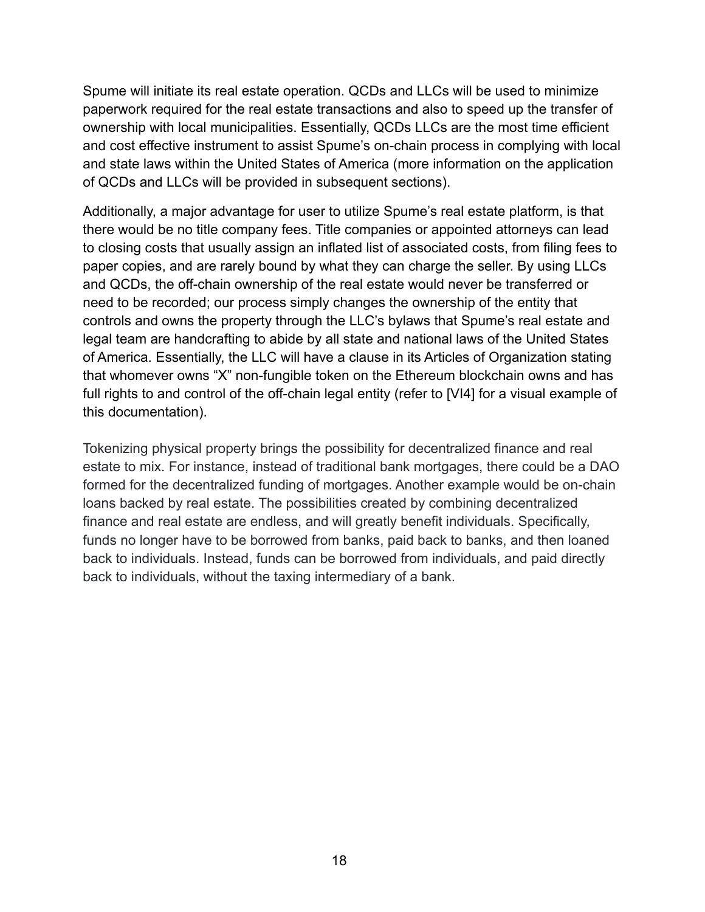Spume will initiate its real estate operation. QCDs and LLCs will be used to minimize paperwork required for the real estate transactions and also to speed up the transfer of ownership with local municipalities. Essentially, QCDs LLCs are the most time efficient and cost effective instrument to assist Spume's on-chain process in complying with local and state laws within the United States of America (more information on the application of QCDs and LLCs will be provided in subsequent sections).

Additionally, a major advantage for user to utilize Spume's real estate platform, is that there would be no title company fees. Title companies or appointed attorneys can lead to closing costs that usually assign an inflated list of associated costs, from filing fees to paper copies, and are rarely bound by what they can charge the seller. By using LLCs and QCDs, the off-chain ownership of the real estate would never be transferred or need to be recorded; our process simply changes the ownership of the entity that controls and owns the property through the LLC's bylaws that Spume's real estate and legal team are handcrafting to abide by all state and national laws of the United States of America. Essentially, the LLC will have a clause in its Articles of Organization stating that whomever owns "X" non-fungible token on the Ethereum blockchain owns and has full rights to and control of the off-chain legal entity (refer to [VI4] for a visual example of this documentation).

Tokenizing physical property brings the possibility for decentralized finance and real estate to mix. For instance, instead of traditional bank mortgages, there could be a DAO formed for the decentralized funding of mortgages. Another example would be on-chain loans backed by real estate. The possibilities created by combining decentralized finance and real estate are endless, and will greatly benefit individuals. Specifically, funds no longer have to be borrowed from banks, paid back to banks, and then loaned back to individuals. Instead, funds can be borrowed from individuals, and paid directly back to individuals, without the taxing intermediary of a bank.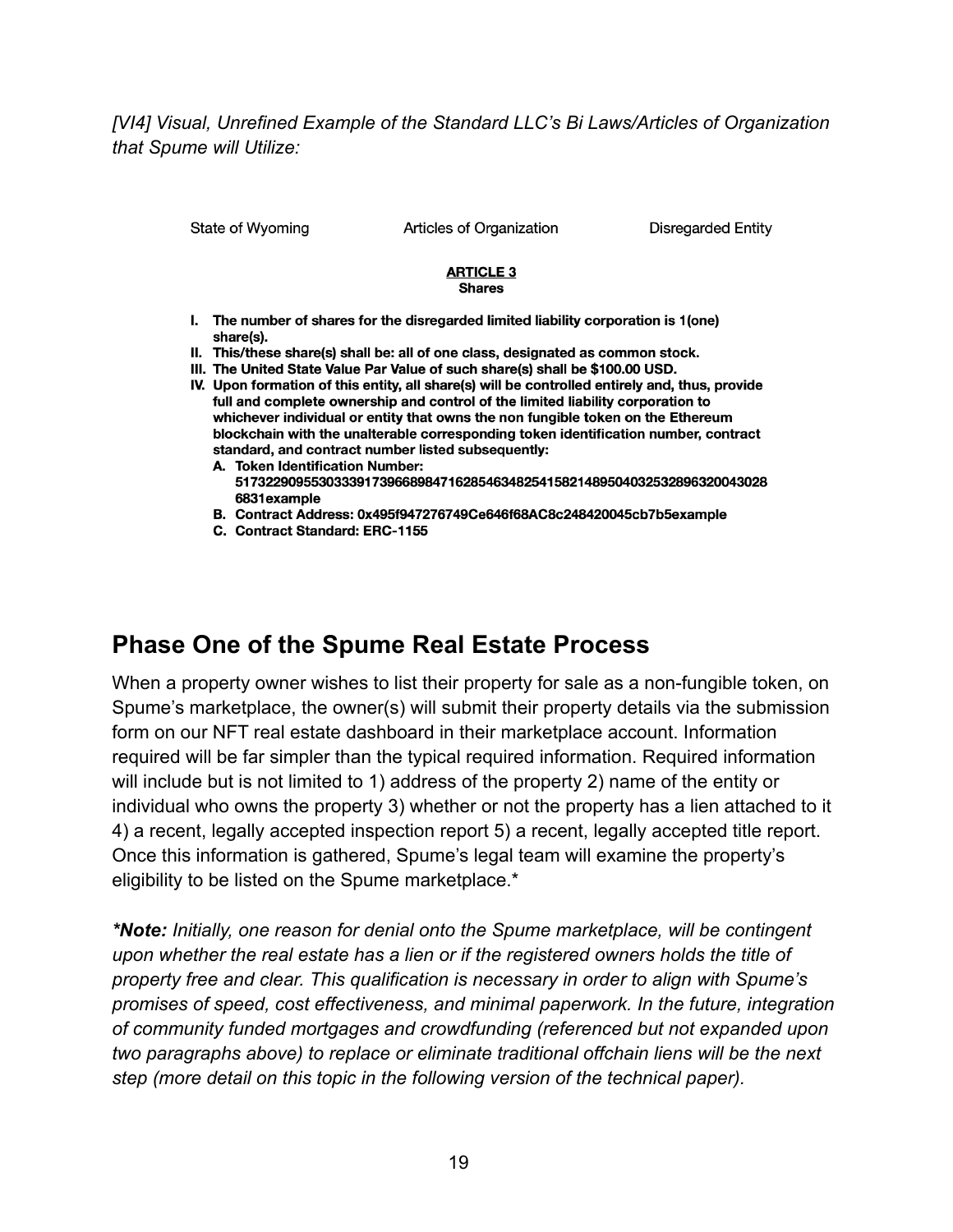*[VI4] Visual, Unrefined Example of the Standard LLC's Bi Laws/Articles of Organization that Spume will Utilize:*

State of Wyoming Articles of Organization Disregarded Entity

**ARTICLE 3**
**Shares**

I. **The number of shares for the disregarded limited liability corporation is 1(one) share(s).**
II. **This/these share(s) shall be: all of one class, designated as common stock.**
III. **The United State Value Par Value of such share(s) shall be $100.00 USD.**
IV. **Upon formation of this entity, all share(s) will be controlled entirely and, thus, provide full and complete ownership and control of the limited liability corporation to whichever individual or entity that owns the non fungible token on the Ethereum blockchain with the unalterable corresponding token identification number, contract standard, and contract number listed subsequently:**
   A. **Token Identification Number: 51732290955303339173966898471628546348254158214895040325328963200430286831example**
   B. **Contract Address: 0x495f947276749Ce646f68AC8c248420045cb7b5example**
   C. **Contract Standard: ERC-1155**

## Phase One of the Spume Real Estate Process

When a property owner wishes to list their property for sale as a non-fungible token, on Spume's marketplace, the owner(s) will submit their property details via the submission form on our NFT real estate dashboard in their marketplace account. Information required will be far simpler than the typical required information. Required information will include but is not limited to 1) address of the property 2) name of the entity or individual who owns the property 3) whether or not the property has a lien attached to it 4) a recent, legally accepted inspection report 5) a recent, legally accepted title report. Once this information is gathered, Spume's legal team will examine the property's eligibility to be listed on the Spume marketplace.*

***Note:** Initially, one reason for denial onto the Spume marketplace, will be contingent upon whether the real estate has a lien or if the registered owners holds the title of property free and clear. This qualification is necessary in order to align with Spume's promises of speed, cost effectiveness, and minimal paperwork. In the future, integration of community funded mortgages and crowdfunding (referenced but not expanded upon two paragraphs above) to replace or eliminate traditional offchain liens will be the next step (more detail on this topic in the following version of the technical paper).*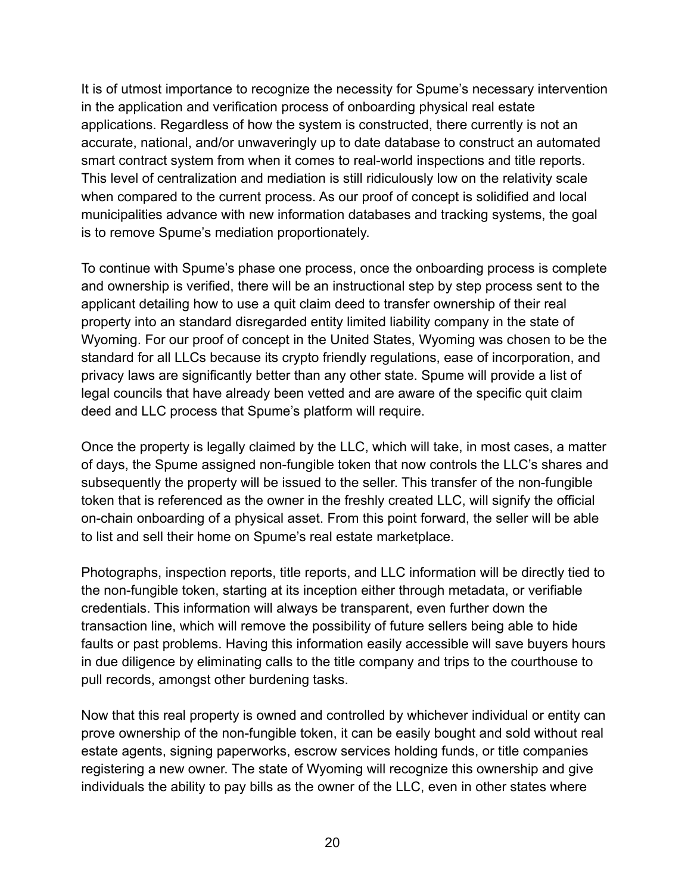It is of utmost importance to recognize the necessity for Spume's necessary intervention in the application and verification process of onboarding physical real estate applications. Regardless of how the system is constructed, there currently is not an accurate, national, and/or unwaveringly up to date database to construct an automated smart contract system from when it comes to real-world inspections and title reports. This level of centralization and mediation is still ridiculously low on the relativity scale when compared to the current process. As our proof of concept is solidified and local municipalities advance with new information databases and tracking systems, the goal is to remove Spume's mediation proportionately.

To continue with Spume's phase one process, once the onboarding process is complete and ownership is verified, there will be an instructional step by step process sent to the applicant detailing how to use a quit claim deed to transfer ownership of their real property into an standard disregarded entity limited liability company in the state of Wyoming. For our proof of concept in the United States, Wyoming was chosen to be the standard for all LLCs because its crypto friendly regulations, ease of incorporation, and privacy laws are significantly better than any other state. Spume will provide a list of legal councils that have already been vetted and are aware of the specific quit claim deed and LLC process that Spume's platform will require.

Once the property is legally claimed by the LLC, which will take, in most cases, a matter of days, the Spume assigned non-fungible token that now controls the LLC's shares and subsequently the property will be issued to the seller. This transfer of the non-fungible token that is referenced as the owner in the freshly created LLC, will signify the official on-chain onboarding of a physical asset. From this point forward, the seller will be able to list and sell their home on Spume's real estate marketplace.

Photographs, inspection reports, title reports, and LLC information will be directly tied to the non-fungible token, starting at its inception either through metadata, or verifiable credentials. This information will always be transparent, even further down the transaction line, which will remove the possibility of future sellers being able to hide faults or past problems. Having this information easily accessible will save buyers hours in due diligence by eliminating calls to the title company and trips to the courthouse to pull records, amongst other burdening tasks.

Now that this real property is owned and controlled by whichever individual or entity can prove ownership of the non-fungible token, it can be easily bought and sold without real estate agents, signing paperworks, escrow services holding funds, or title companies registering a new owner. The state of Wyoming will recognize this ownership and give individuals the ability to pay bills as the owner of the LLC, even in other states where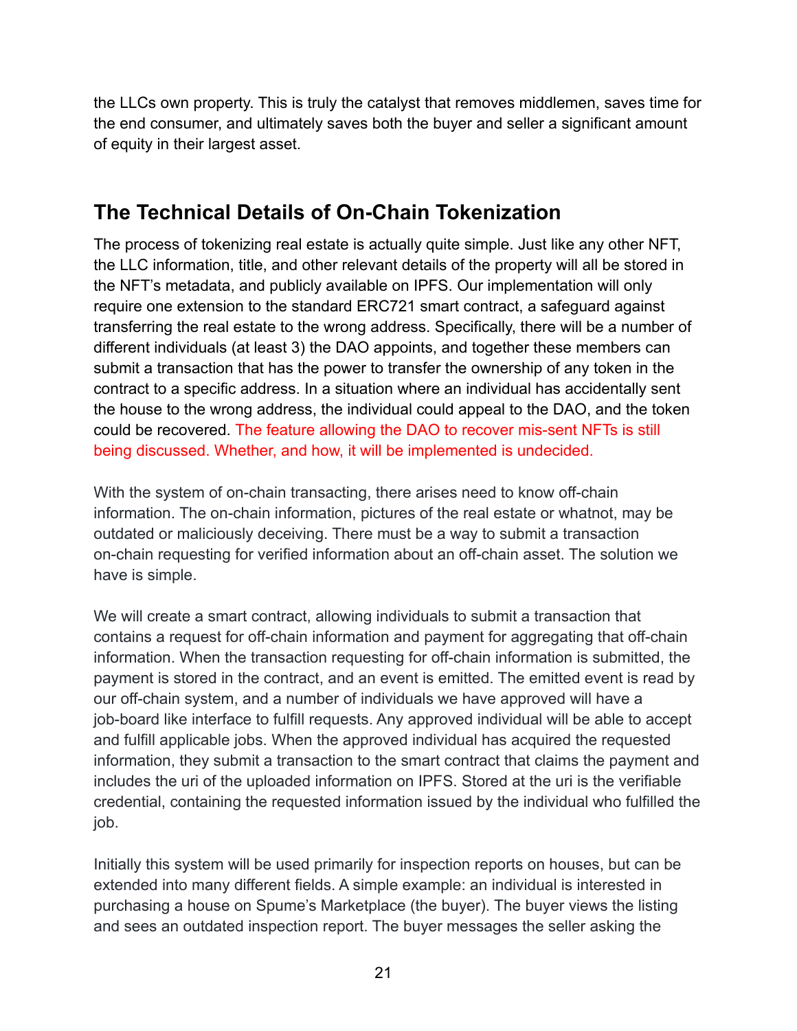the LLCs own property. This is truly the catalyst that removes middlemen, saves time for the end consumer, and ultimately saves both the buyer and seller a significant amount of equity in their largest asset.

## The Technical Details of On-Chain Tokenization

The process of tokenizing real estate is actually quite simple. Just like any other NFT, the LLC information, title, and other relevant details of the property will all be stored in the NFT's metadata, and publicly available on IPFS. Our implementation will only require one extension to the standard ERC721 smart contract, a safeguard against transferring the real estate to the wrong address. Specifically, there will be a number of different individuals (at least 3) the DAO appoints, and together these members can submit a transaction that has the power to transfer the ownership of any token in the contract to a specific address. In a situation where an individual has accidentally sent the house to the wrong address, the individual could appeal to the DAO, and the token could be recovered. The feature allowing the DAO to recover mis-sent NFTs is still being discussed. Whether, and how, it will be implemented is undecided.

With the system of on-chain transacting, there arises need to know off-chain information. The on-chain information, pictures of the real estate or whatnot, may be outdated or maliciously deceiving. There must be a way to submit a transaction on-chain requesting for verified information about an off-chain asset. The solution we have is simple.

We will create a smart contract, allowing individuals to submit a transaction that contains a request for off-chain information and payment for aggregating that off-chain information. When the transaction requesting for off-chain information is submitted, the payment is stored in the contract, and an event is emitted. The emitted event is read by our off-chain system, and a number of individuals we have approved will have a job-board like interface to fulfill requests. Any approved individual will be able to accept and fulfill applicable jobs. When the approved individual has acquired the requested information, they submit a transaction to the smart contract that claims the payment and includes the uri of the uploaded information on IPFS. Stored at the uri is the verifiable credential, containing the requested information issued by the individual who fulfilled the job.

Initially this system will be used primarily for inspection reports on houses, but can be extended into many different fields. A simple example: an individual is interested in purchasing a house on Spume's Marketplace (the buyer). The buyer views the listing and sees an outdated inspection report. The buyer messages the seller asking the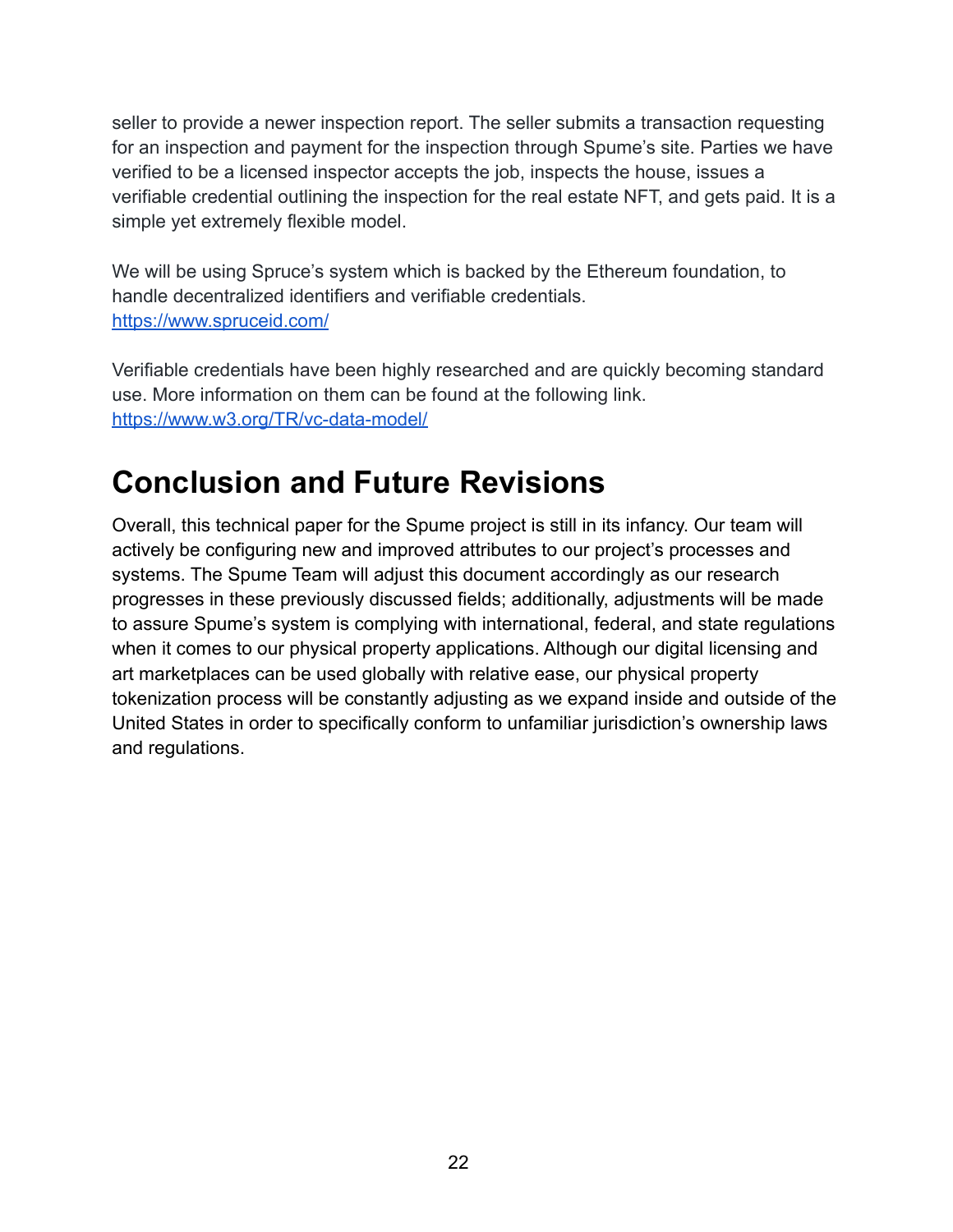seller to provide a newer inspection report. The seller submits a transaction requesting for an inspection and payment for the inspection through Spume's site. Parties we have verified to be a licensed inspector accepts the job, inspects the house, issues a verifiable credential outlining the inspection for the real estate NFT, and gets paid. It is a simple yet extremely flexible model.

We will be using Spruce's system which is backed by the Ethereum foundation, to handle decentralized identifiers and verifiable credentials.
[https://www.spruceid.com/](https://www.spruceid.com/)

Verifiable credentials have been highly researched and are quickly becoming standard use. More information on them can be found at the following link.
[https://www.w3.org/TR/vc-data-model/](https://www.w3.org/TR/vc-data-model/)

# Conclusion and Future Revisions

Overall, this technical paper for the Spume project is still in its infancy. Our team will actively be configuring new and improved attributes to our project's processes and systems. The Spume Team will adjust this document accordingly as our research progresses in these previously discussed fields; additionally, adjustments will be made to assure Spume's system is complying with international, federal, and state regulations when it comes to our physical property applications. Although our digital licensing and art marketplaces can be used globally with relative ease, our physical property tokenization process will be constantly adjusting as we expand inside and outside of the United States in order to specifically conform to unfamiliar jurisdiction's ownership laws and regulations.